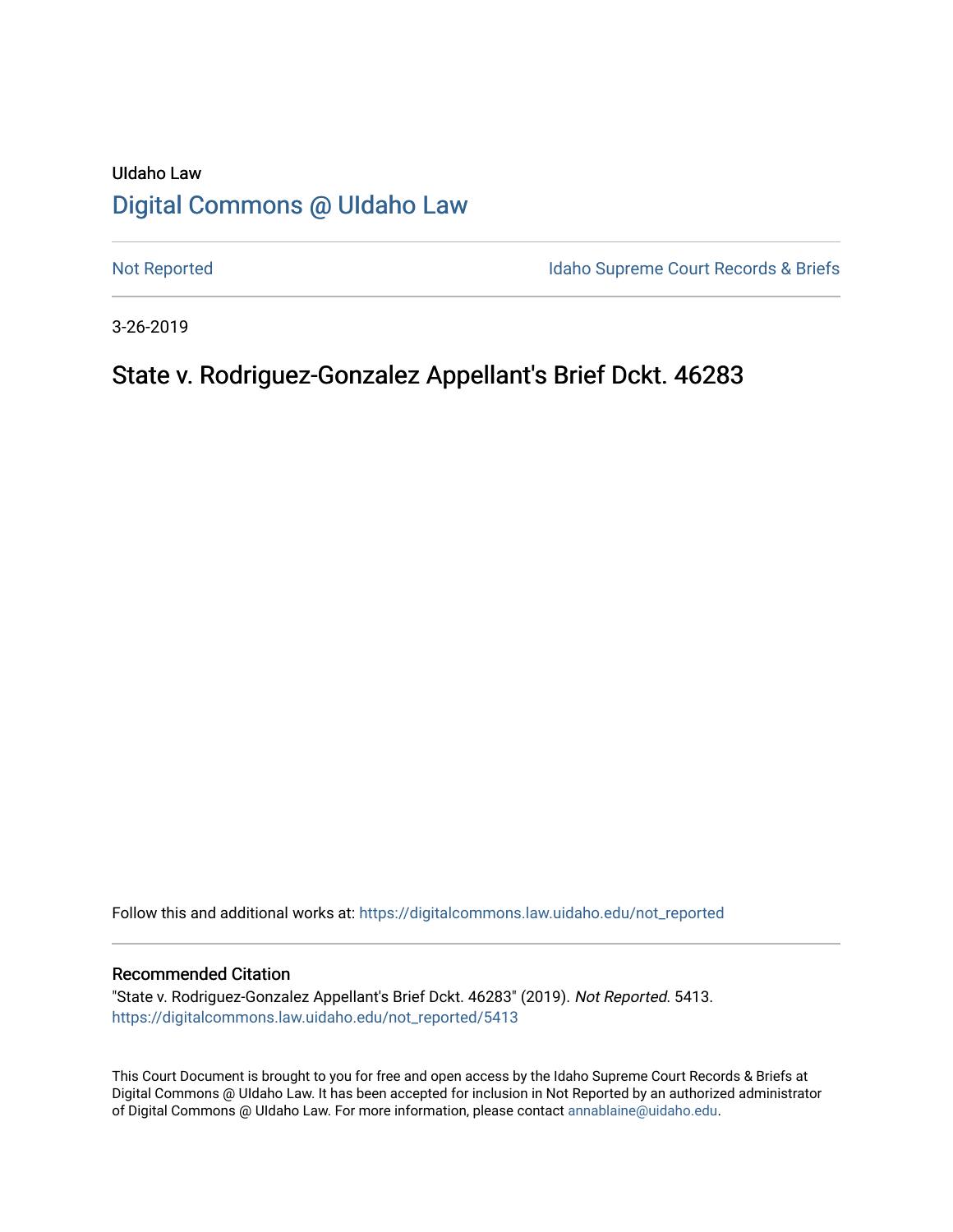UIdaho Law

# Digital Commons @ UIdaho Law

Not Reported | Idaho Supreme Court Records & Briefs

3-26-2019

## State v. Rodriguez-Gonzalez Appellant's Brief Dckt. 46283

Follow this and additional works at: https://digitalcommons.law.uidaho.edu/not_reported

### Recommended Citation

"State v. Rodriguez-Gonzalez Appellant's Brief Dckt. 46283" (2019). *Not Reported*. 5413.
https://digitalcommons.law.uidaho.edu/not_reported/5413

This Court Document is brought to you for free and open access by the Idaho Supreme Court Records & Briefs at Digital Commons @ UIdaho Law. It has been accepted for inclusion in Not Reported by an authorized administrator of Digital Commons @ UIdaho Law. For more information, please contact annablaine@uidaho.edu.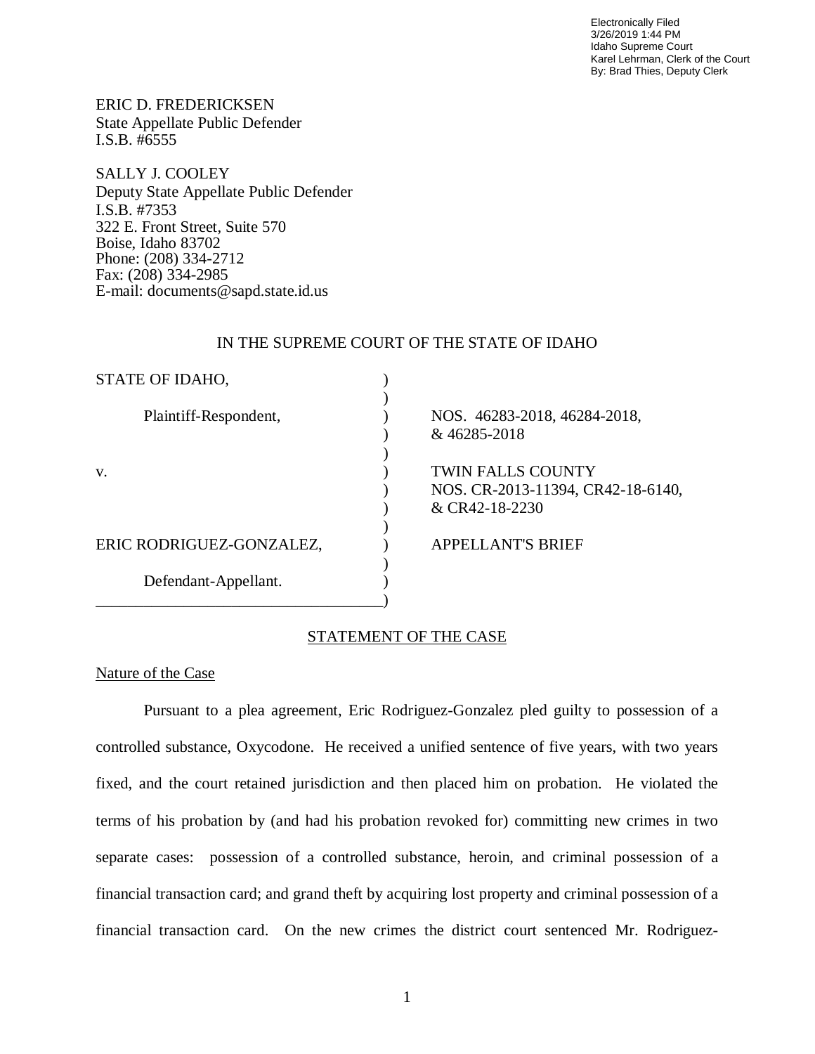Electronically Filed
3/26/2019 1:44 PM
Idaho Supreme Court
Karel Lehrman, Clerk of the Court
By: Brad Thies, Deputy Clerk

ERIC D. FREDERICKSEN
State Appellate Public Defender
I.S.B. #6555

SALLY J. COOLEY
Deputy State Appellate Public Defender
I.S.B. #7353
322 E. Front Street, Suite 570
Boise, Idaho 83702
Phone: (208) 334-2712
Fax: (208) 334-2985
E-mail: documents@sapd.state.id.us

IN THE SUPREME COURT OF THE STATE OF IDAHO

| | | |
|---|---|---|
| STATE OF IDAHO, | ) | |
| | ) | |
| Plaintiff-Respondent, | ) | NOS. 46283-2018, 46284-2018, |
| | ) | & 46285-2018 |
| | ) | |
| v. | ) | TWIN FALLS COUNTY |
| | ) | NOS. CR-2013-11394, CR42-18-6140, |
| | ) | & CR42-18-2230 |
| | ) | |
| ERIC RODRIGUEZ-GONZALEZ, | ) | APPELLANT'S BRIEF |
| | ) | |
| Defendant-Appellant. | ) | |

## STATEMENT OF THE CASE

### Nature of the Case

Pursuant to a plea agreement, Eric Rodriguez-Gonzalez pled guilty to possession of a controlled substance, Oxycodone. He received a unified sentence of five years, with two years fixed, and the court retained jurisdiction and then placed him on probation. He violated the terms of his probation by (and had his probation revoked for) committing new crimes in two separate cases: possession of a controlled substance, heroin, and criminal possession of a financial transaction card; and grand theft by acquiring lost property and criminal possession of a financial transaction card. On the new crimes the district court sentenced Mr. Rodriguez-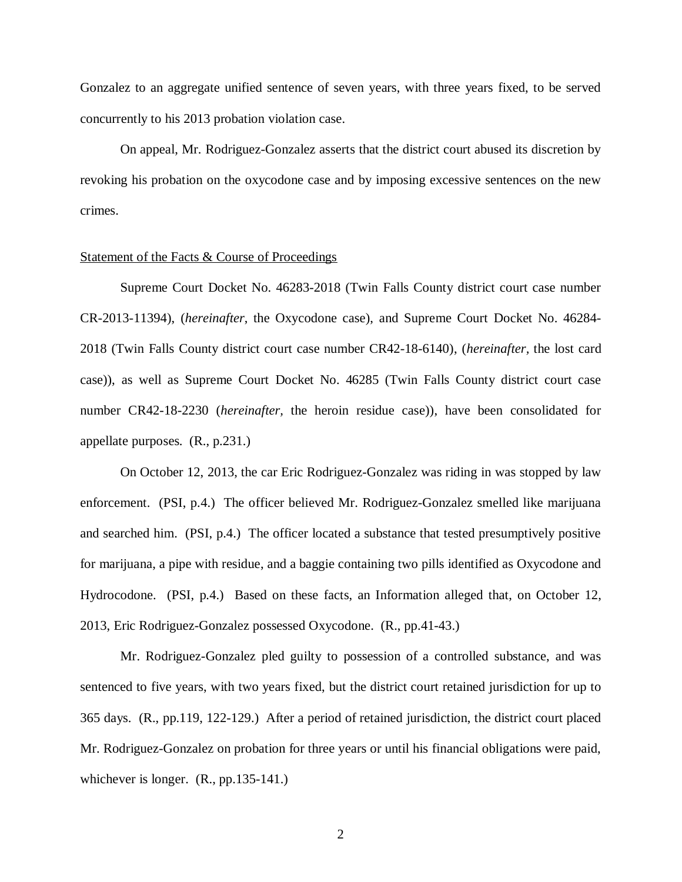Gonzalez to an aggregate unified sentence of seven years, with three years fixed, to be served concurrently to his 2013 probation violation case.

On appeal, Mr. Rodriguez-Gonzalez asserts that the district court abused its discretion by revoking his probation on the oxycodone case and by imposing excessive sentences on the new crimes.

## Statement of the Facts & Course of Proceedings

Supreme Court Docket No. 46283-2018 (Twin Falls County district court case number CR-2013-11394), (*hereinafter*, the Oxycodone case), and Supreme Court Docket No. 46284-2018 (Twin Falls County district court case number CR42-18-6140), (*hereinafter*, the lost card case)), as well as Supreme Court Docket No. 46285 (Twin Falls County district court case number CR42-18-2230 (*hereinafter*, the heroin residue case)), have been consolidated for appellate purposes. (R., p.231.)

On October 12, 2013, the car Eric Rodriguez-Gonzalez was riding in was stopped by law enforcement. (PSI, p.4.) The officer believed Mr. Rodriguez-Gonzalez smelled like marijuana and searched him. (PSI, p.4.) The officer located a substance that tested presumptively positive for marijuana, a pipe with residue, and a baggie containing two pills identified as Oxycodone and Hydrocodone. (PSI, p.4.) Based on these facts, an Information alleged that, on October 12, 2013, Eric Rodriguez-Gonzalez possessed Oxycodone. (R., pp.41-43.)

Mr. Rodriguez-Gonzalez pled guilty to possession of a controlled substance, and was sentenced to five years, with two years fixed, but the district court retained jurisdiction for up to 365 days. (R., pp.119, 122-129.) After a period of retained jurisdiction, the district court placed Mr. Rodriguez-Gonzalez on probation for three years or until his financial obligations were paid, whichever is longer. (R., pp.135-141.)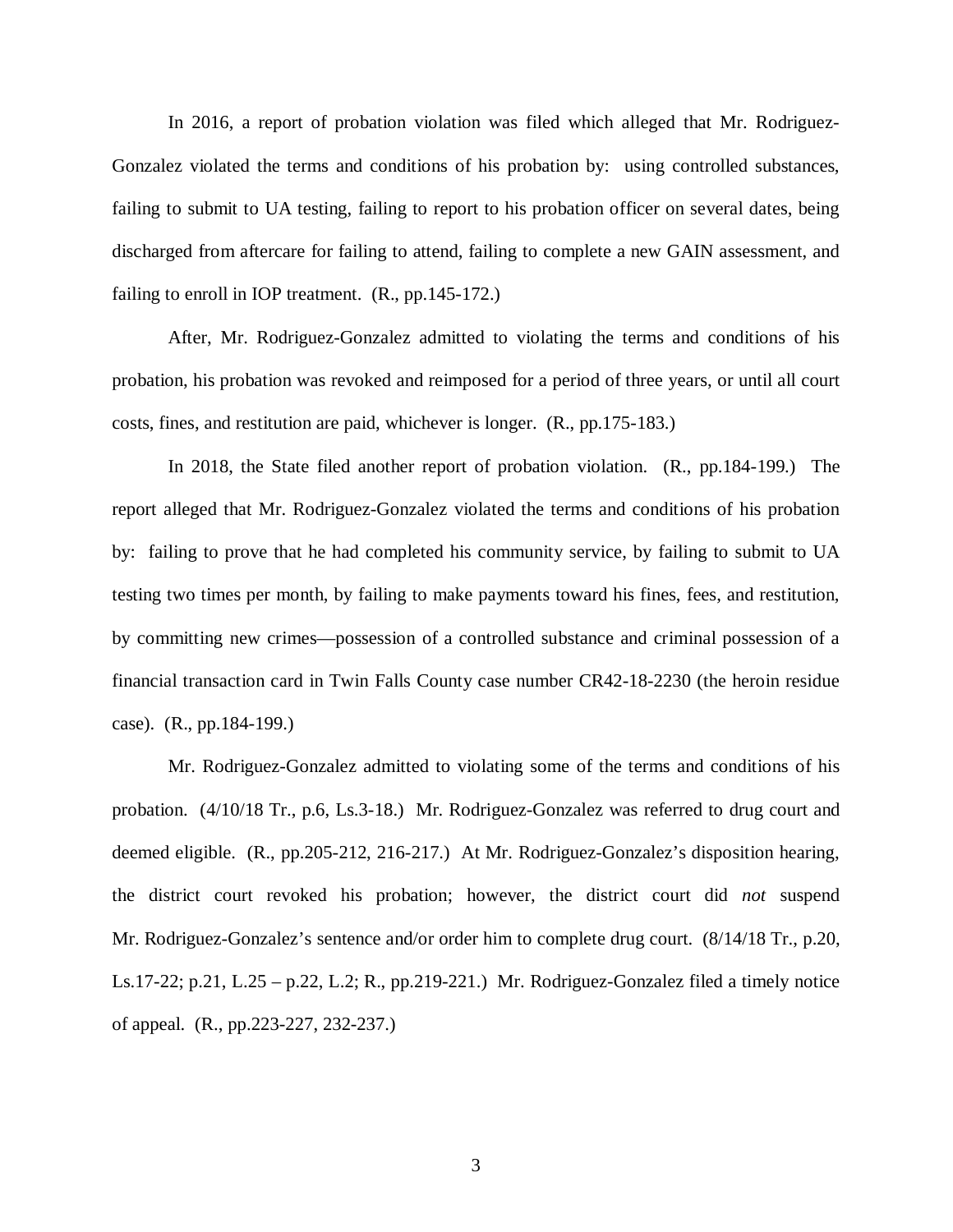In 2016, a report of probation violation was filed which alleged that Mr. Rodriguez-Gonzalez violated the terms and conditions of his probation by: using controlled substances, failing to submit to UA testing, failing to report to his probation officer on several dates, being discharged from aftercare for failing to attend, failing to complete a new GAIN assessment, and failing to enroll in IOP treatment. (R., pp.145-172.)

After, Mr. Rodriguez-Gonzalez admitted to violating the terms and conditions of his probation, his probation was revoked and reimposed for a period of three years, or until all court costs, fines, and restitution are paid, whichever is longer. (R., pp.175-183.)

In 2018, the State filed another report of probation violation. (R., pp.184-199.) The report alleged that Mr. Rodriguez-Gonzalez violated the terms and conditions of his probation by: failing to prove that he had completed his community service, by failing to submit to UA testing two times per month, by failing to make payments toward his fines, fees, and restitution, by committing new crimes—possession of a controlled substance and criminal possession of a financial transaction card in Twin Falls County case number CR42-18-2230 (the heroin residue case). (R., pp.184-199.)

Mr. Rodriguez-Gonzalez admitted to violating some of the terms and conditions of his probation. (4/10/18 Tr., p.6, Ls.3-18.) Mr. Rodriguez-Gonzalez was referred to drug court and deemed eligible. (R., pp.205-212, 216-217.) At Mr. Rodriguez-Gonzalez's disposition hearing, the district court revoked his probation; however, the district court did *not* suspend Mr. Rodriguez-Gonzalez's sentence and/or order him to complete drug court. (8/14/18 Tr., p.20, Ls.17-22; p.21, L.25 – p.22, L.2; R., pp.219-221.) Mr. Rodriguez-Gonzalez filed a timely notice of appeal. (R., pp.223-227, 232-237.)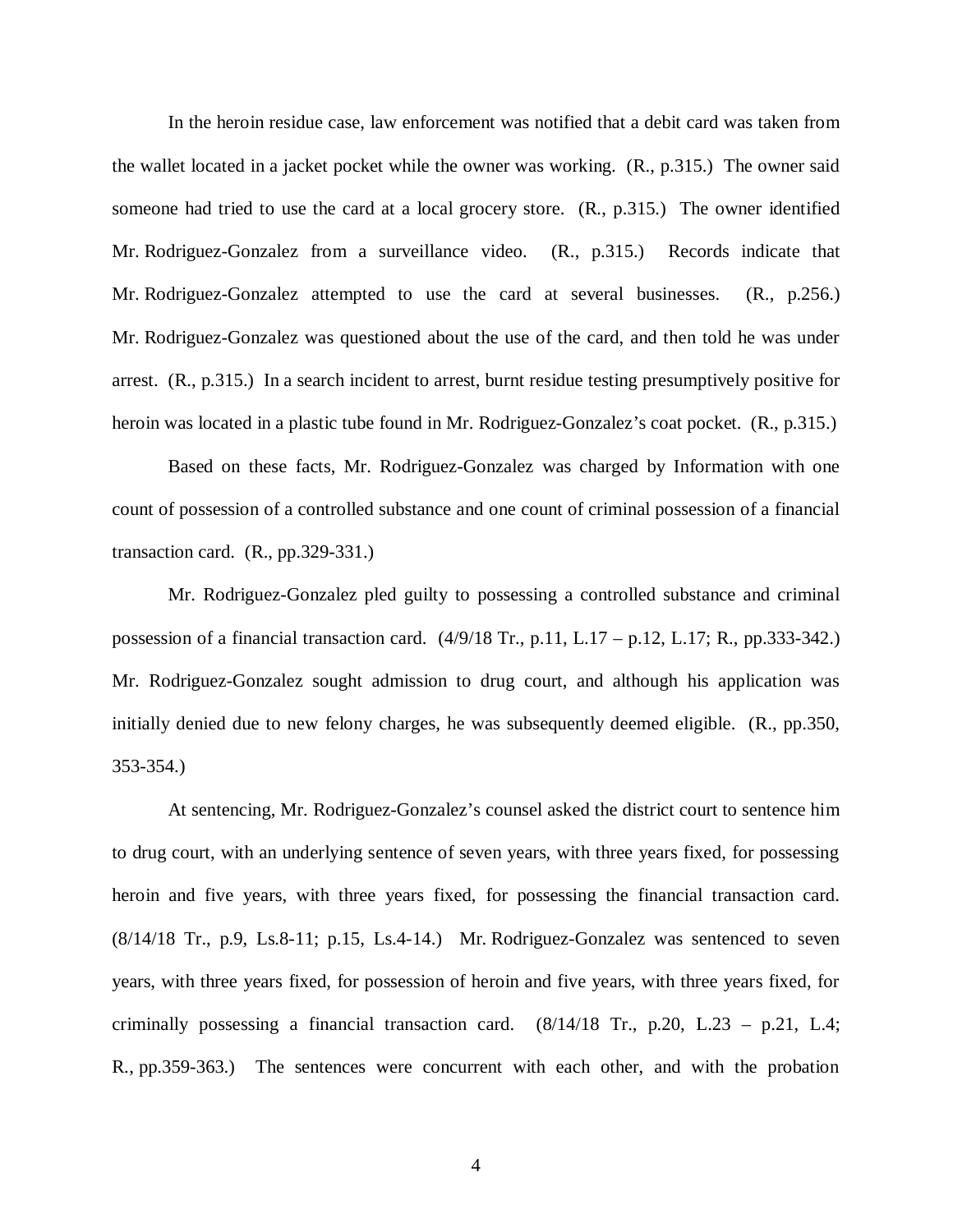In the heroin residue case, law enforcement was notified that a debit card was taken from the wallet located in a jacket pocket while the owner was working. (R., p.315.) The owner said someone had tried to use the card at a local grocery store. (R., p.315.) The owner identified Mr. Rodriguez-Gonzalez from a surveillance video. (R., p.315.) Records indicate that Mr. Rodriguez-Gonzalez attempted to use the card at several businesses. (R., p.256.) Mr. Rodriguez-Gonzalez was questioned about the use of the card, and then told he was under arrest. (R., p.315.) In a search incident to arrest, burnt residue testing presumptively positive for heroin was located in a plastic tube found in Mr. Rodriguez-Gonzalez's coat pocket. (R., p.315.)

Based on these facts, Mr. Rodriguez-Gonzalez was charged by Information with one count of possession of a controlled substance and one count of criminal possession of a financial transaction card. (R., pp.329-331.)

Mr. Rodriguez-Gonzalez pled guilty to possessing a controlled substance and criminal possession of a financial transaction card. (4/9/18 Tr., p.11, L.17 – p.12, L.17; R., pp.333-342.) Mr. Rodriguez-Gonzalez sought admission to drug court, and although his application was initially denied due to new felony charges, he was subsequently deemed eligible. (R., pp.350, 353-354.)

At sentencing, Mr. Rodriguez-Gonzalez's counsel asked the district court to sentence him to drug court, with an underlying sentence of seven years, with three years fixed, for possessing heroin and five years, with three years fixed, for possessing the financial transaction card. (8/14/18 Tr., p.9, Ls.8-11; p.15, Ls.4-14.) Mr. Rodriguez-Gonzalez was sentenced to seven years, with three years fixed, for possession of heroin and five years, with three years fixed, for criminally possessing a financial transaction card. (8/14/18 Tr., p.20, L.23 – p.21, L.4; R., pp.359-363.) The sentences were concurrent with each other, and with the probation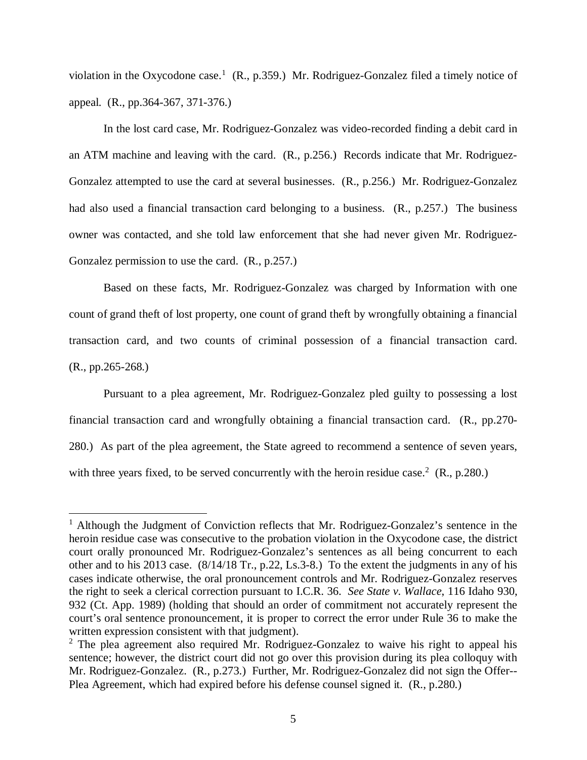violation in the Oxycodone case.[1] (R., p.359.) Mr. Rodriguez-Gonzalez filed a timely notice of appeal. (R., pp.364-367, 371-376.)

In the lost card case, Mr. Rodriguez-Gonzalez was video-recorded finding a debit card in an ATM machine and leaving with the card. (R., p.256.) Records indicate that Mr. Rodriguez-Gonzalez attempted to use the card at several businesses. (R., p.256.) Mr. Rodriguez-Gonzalez had also used a financial transaction card belonging to a business. (R., p.257.) The business owner was contacted, and she told law enforcement that she had never given Mr. Rodriguez-Gonzalez permission to use the card. (R., p.257.)

Based on these facts, Mr. Rodriguez-Gonzalez was charged by Information with one count of grand theft of lost property, one count of grand theft by wrongfully obtaining a financial transaction card, and two counts of criminal possession of a financial transaction card. (R., pp.265-268.)

Pursuant to a plea agreement, Mr. Rodriguez-Gonzalez pled guilty to possessing a lost financial transaction card and wrongfully obtaining a financial transaction card. (R., pp.270-280.) As part of the plea agreement, the State agreed to recommend a sentence of seven years, with three years fixed, to be served concurrently with the heroin residue case.[2] (R., p.280.)

---

[1] Although the Judgment of Conviction reflects that Mr. Rodriguez-Gonzalez's sentence in the heroin residue case was consecutive to the probation violation in the Oxycodone case, the district court orally pronounced Mr. Rodriguez-Gonzalez's sentences as all being concurrent to each other and to his 2013 case. (8/14/18 Tr., p.22, Ls.3-8.) To the extent the judgments in any of his cases indicate otherwise, the oral pronouncement controls and Mr. Rodriguez-Gonzalez reserves the right to seek a clerical correction pursuant to I.C.R. 36. *See State v. Wallace*, 116 Idaho 930, 932 (Ct. App. 1989) (holding that should an order of commitment not accurately represent the court's oral sentence pronouncement, it is proper to correct the error under Rule 36 to make the written expression consistent with that judgment).

[2] The plea agreement also required Mr. Rodriguez-Gonzalez to waive his right to appeal his sentence; however, the district court did not go over this provision during its plea colloquy with Mr. Rodriguez-Gonzalez. (R., p.273.) Further, Mr. Rodriguez-Gonzalez did not sign the Offer--Plea Agreement, which had expired before his defense counsel signed it. (R., p.280.)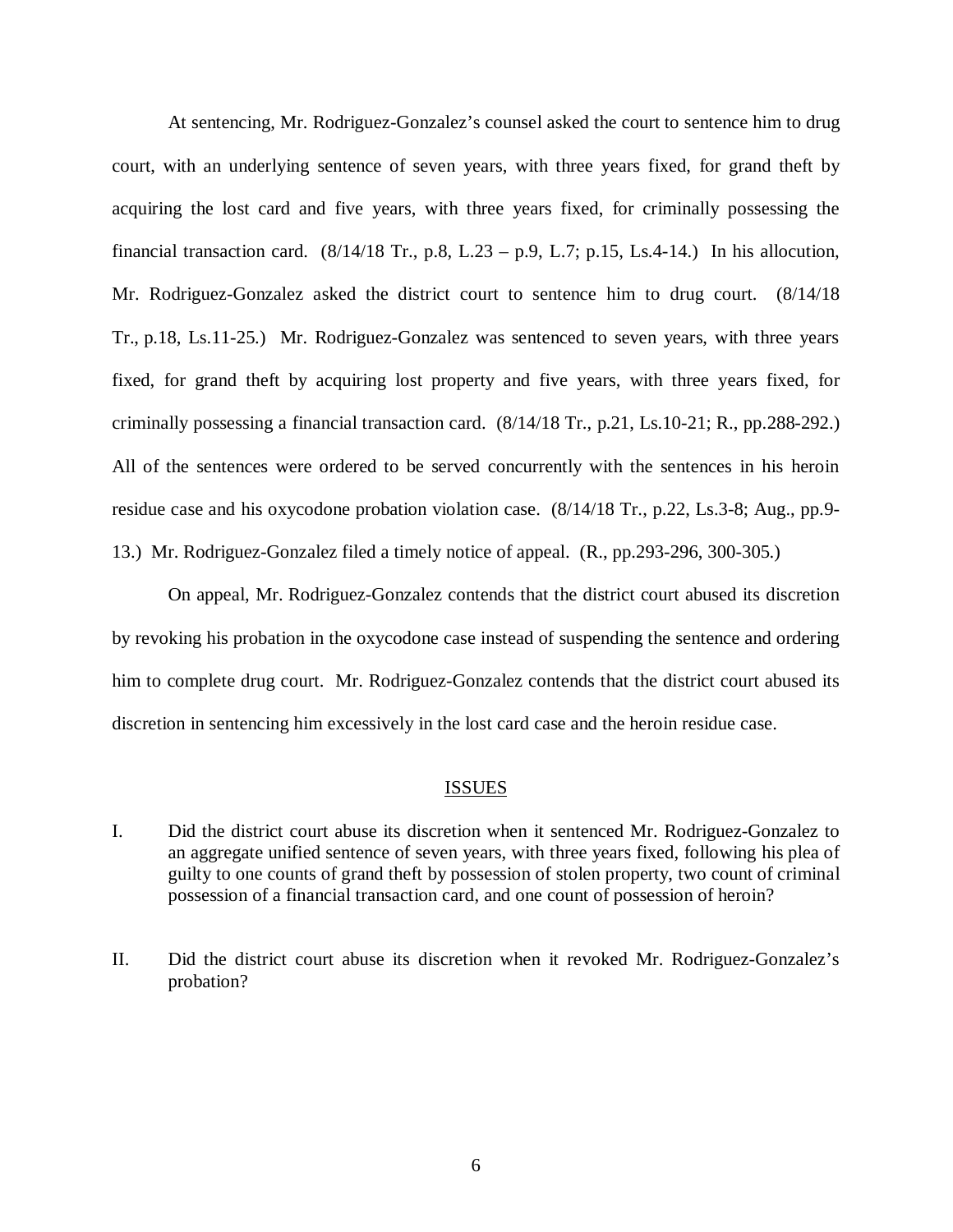At sentencing, Mr. Rodriguez-Gonzalez's counsel asked the court to sentence him to drug court, with an underlying sentence of seven years, with three years fixed, for grand theft by acquiring the lost card and five years, with three years fixed, for criminally possessing the financial transaction card. (8/14/18 Tr., p.8, L.23 – p.9, L.7; p.15, Ls.4-14.) In his allocution, Mr. Rodriguez-Gonzalez asked the district court to sentence him to drug court. (8/14/18 Tr., p.18, Ls.11-25.) Mr. Rodriguez-Gonzalez was sentenced to seven years, with three years fixed, for grand theft by acquiring lost property and five years, with three years fixed, for criminally possessing a financial transaction card. (8/14/18 Tr., p.21, Ls.10-21; R., pp.288-292.) All of the sentences were ordered to be served concurrently with the sentences in his heroin residue case and his oxycodone probation violation case. (8/14/18 Tr., p.22, Ls.3-8; Aug., pp.9-13.) Mr. Rodriguez-Gonzalez filed a timely notice of appeal. (R., pp.293-296, 300-305.)

On appeal, Mr. Rodriguez-Gonzalez contends that the district court abused its discretion by revoking his probation in the oxycodone case instead of suspending the sentence and ordering him to complete drug court. Mr. Rodriguez-Gonzalez contends that the district court abused its discretion in sentencing him excessively in the lost card case and the heroin residue case.

## ISSUES

I. Did the district court abuse its discretion when it sentenced Mr. Rodriguez-Gonzalez to an aggregate unified sentence of seven years, with three years fixed, following his plea of guilty to one counts of grand theft by possession of stolen property, two count of criminal possession of a financial transaction card, and one count of possession of heroin?

II. Did the district court abuse its discretion when it revoked Mr. Rodriguez-Gonzalez's probation?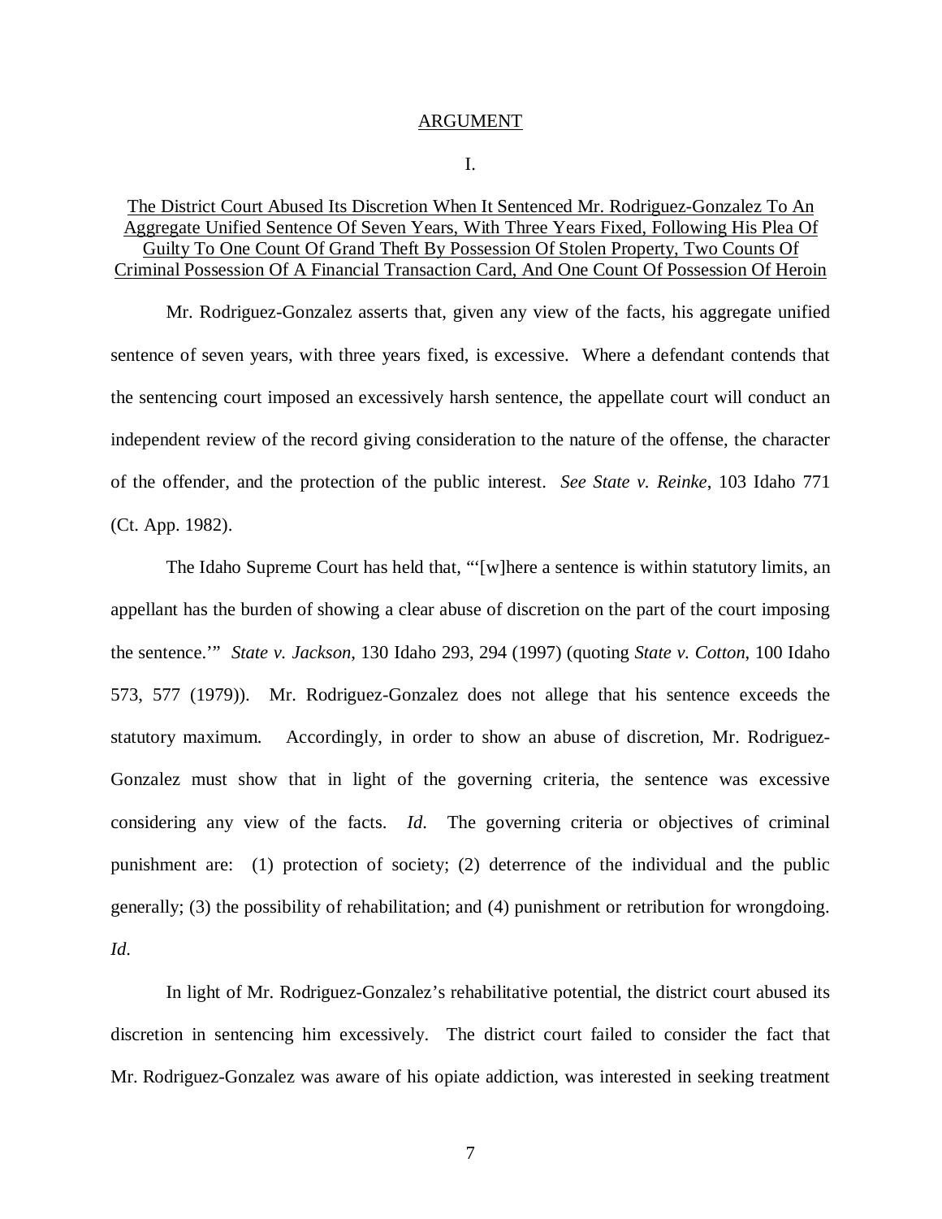# ARGUMENT

## I.

<u>The District Court Abused Its Discretion When It Sentenced Mr. Rodriguez-Gonzalez To An Aggregate Unified Sentence Of Seven Years, With Three Years Fixed, Following His Plea Of Guilty To One Count Of Grand Theft By Possession Of Stolen Property, Two Counts Of Criminal Possession Of A Financial Transaction Card, And One Count Of Possession Of Heroin</u>

Mr. Rodriguez-Gonzalez asserts that, given any view of the facts, his aggregate unified sentence of seven years, with three years fixed, is excessive. Where a defendant contends that the sentencing court imposed an excessively harsh sentence, the appellate court will conduct an independent review of the record giving consideration to the nature of the offense, the character of the offender, and the protection of the public interest. *See State v. Reinke*, 103 Idaho 771 (Ct. App. 1982).

The Idaho Supreme Court has held that, "'[w]here a sentence is within statutory limits, an appellant has the burden of showing a clear abuse of discretion on the part of the court imposing the sentence.'" *State v. Jackson*, 130 Idaho 293, 294 (1997) (quoting *State v. Cotton*, 100 Idaho 573, 577 (1979)). Mr. Rodriguez-Gonzalez does not allege that his sentence exceeds the statutory maximum. Accordingly, in order to show an abuse of discretion, Mr. Rodriguez-Gonzalez must show that in light of the governing criteria, the sentence was excessive considering any view of the facts. *Id*. The governing criteria or objectives of criminal punishment are: (1) protection of society; (2) deterrence of the individual and the public generally; (3) the possibility of rehabilitation; and (4) punishment or retribution for wrongdoing. *Id*.

In light of Mr. Rodriguez-Gonzalez's rehabilitative potential, the district court abused its discretion in sentencing him excessively. The district court failed to consider the fact that Mr. Rodriguez-Gonzalez was aware of his opiate addiction, was interested in seeking treatment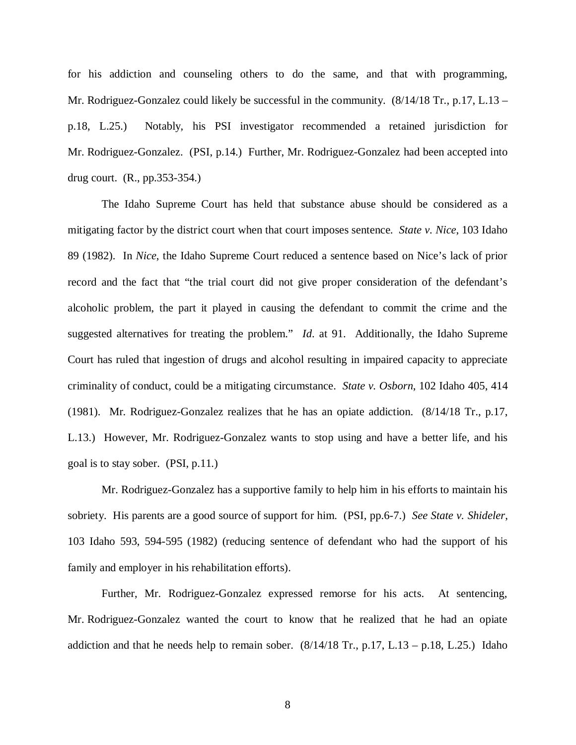for his addiction and counseling others to do the same, and that with programming, Mr. Rodriguez-Gonzalez could likely be successful in the community. (8/14/18 Tr., p.17, L.13 – p.18, L.25.) Notably, his PSI investigator recommended a retained jurisdiction for Mr. Rodriguez-Gonzalez. (PSI, p.14.) Further, Mr. Rodriguez-Gonzalez had been accepted into drug court. (R., pp.353-354.)

The Idaho Supreme Court has held that substance abuse should be considered as a mitigating factor by the district court when that court imposes sentence. *State v. Nice*, 103 Idaho 89 (1982). In *Nice*, the Idaho Supreme Court reduced a sentence based on Nice's lack of prior record and the fact that "the trial court did not give proper consideration of the defendant's alcoholic problem, the part it played in causing the defendant to commit the crime and the suggested alternatives for treating the problem." *Id.* at 91. Additionally, the Idaho Supreme Court has ruled that ingestion of drugs and alcohol resulting in impaired capacity to appreciate criminality of conduct, could be a mitigating circumstance. *State v. Osborn*, 102 Idaho 405, 414 (1981). Mr. Rodriguez-Gonzalez realizes that he has an opiate addiction. (8/14/18 Tr., p.17, L.13.) However, Mr. Rodriguez-Gonzalez wants to stop using and have a better life, and his goal is to stay sober. (PSI, p.11.)

Mr. Rodriguez-Gonzalez has a supportive family to help him in his efforts to maintain his sobriety. His parents are a good source of support for him. (PSI, pp.6-7.) *See State v. Shideler*, 103 Idaho 593, 594-595 (1982) (reducing sentence of defendant who had the support of his family and employer in his rehabilitation efforts).

Further, Mr. Rodriguez-Gonzalez expressed remorse for his acts. At sentencing, Mr. Rodriguez-Gonzalez wanted the court to know that he realized that he had an opiate addiction and that he needs help to remain sober. (8/14/18 Tr., p.17, L.13 – p.18, L.25.) Idaho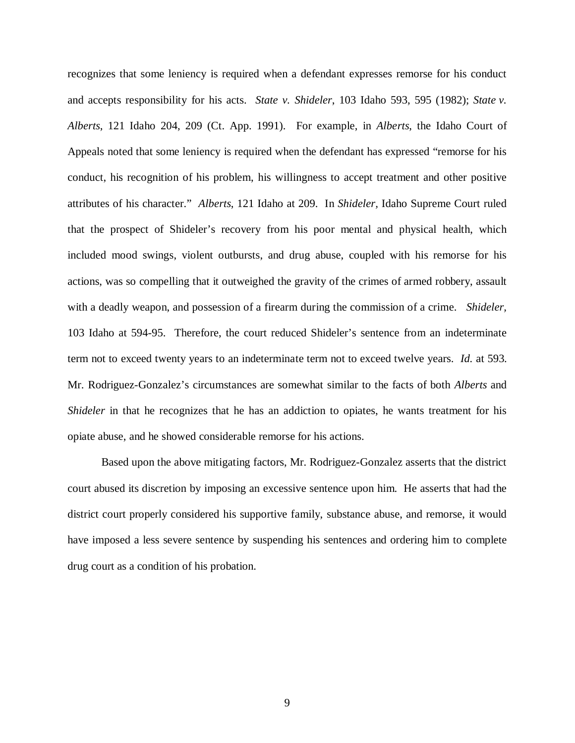recognizes that some leniency is required when a defendant expresses remorse for his conduct and accepts responsibility for his acts. *State v. Shideler*, 103 Idaho 593, 595 (1982); *State v. Alberts*, 121 Idaho 204, 209 (Ct. App. 1991). For example, in *Alberts*, the Idaho Court of Appeals noted that some leniency is required when the defendant has expressed "remorse for his conduct, his recognition of his problem, his willingness to accept treatment and other positive attributes of his character." *Alberts*, 121 Idaho at 209. In *Shideler*, Idaho Supreme Court ruled that the prospect of Shideler's recovery from his poor mental and physical health, which included mood swings, violent outbursts, and drug abuse, coupled with his remorse for his actions, was so compelling that it outweighed the gravity of the crimes of armed robbery, assault with a deadly weapon, and possession of a firearm during the commission of a crime. *Shideler*, 103 Idaho at 594-95. Therefore, the court reduced Shideler's sentence from an indeterminate term not to exceed twenty years to an indeterminate term not to exceed twelve years. *Id.* at 593. Mr. Rodriguez-Gonzalez's circumstances are somewhat similar to the facts of both *Alberts* and *Shideler* in that he recognizes that he has an addiction to opiates, he wants treatment for his opiate abuse, and he showed considerable remorse for his actions.

Based upon the above mitigating factors, Mr. Rodriguez-Gonzalez asserts that the district court abused its discretion by imposing an excessive sentence upon him. He asserts that had the district court properly considered his supportive family, substance abuse, and remorse, it would have imposed a less severe sentence by suspending his sentences and ordering him to complete drug court as a condition of his probation.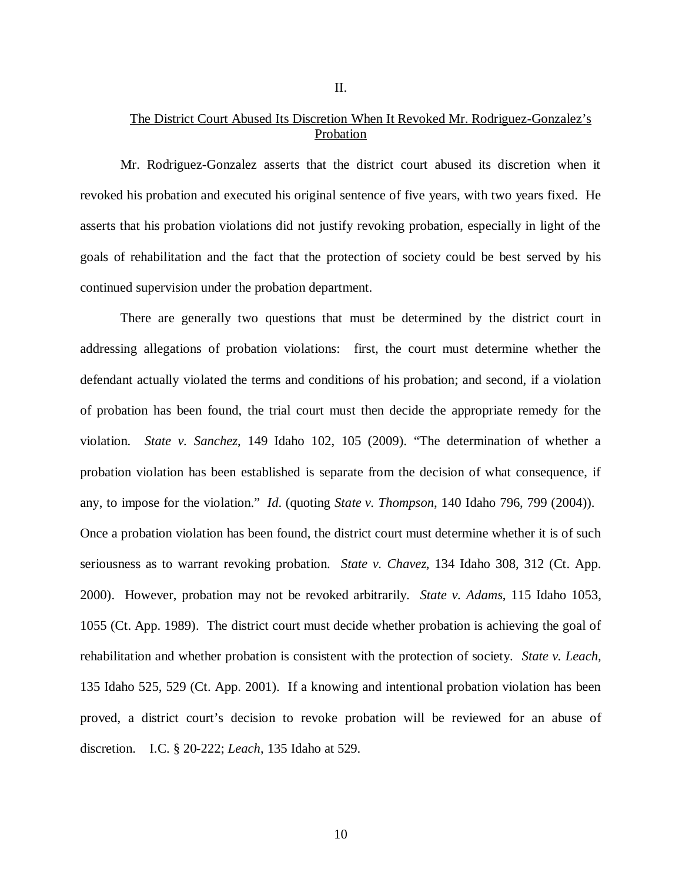II.

<u>The District Court Abused Its Discretion When It Revoked Mr. Rodriguez-Gonzalez's Probation</u>

Mr. Rodriguez-Gonzalez asserts that the district court abused its discretion when it revoked his probation and executed his original sentence of five years, with two years fixed. He asserts that his probation violations did not justify revoking probation, especially in light of the goals of rehabilitation and the fact that the protection of society could be best served by his continued supervision under the probation department.

There are generally two questions that must be determined by the district court in addressing allegations of probation violations: first, the court must determine whether the defendant actually violated the terms and conditions of his probation; and second, if a violation of probation has been found, the trial court must then decide the appropriate remedy for the violation. *State v. Sanchez*, 149 Idaho 102, 105 (2009). "The determination of whether a probation violation has been established is separate from the decision of what consequence, if any, to impose for the violation." *Id*. (quoting *State v. Thompson*, 140 Idaho 796, 799 (2004)). Once a probation violation has been found, the district court must determine whether it is of such seriousness as to warrant revoking probation. *State v. Chavez*, 134 Idaho 308, 312 (Ct. App. 2000). However, probation may not be revoked arbitrarily. *State v. Adams*, 115 Idaho 1053, 1055 (Ct. App. 1989). The district court must decide whether probation is achieving the goal of rehabilitation and whether probation is consistent with the protection of society. *State v. Leach*, 135 Idaho 525, 529 (Ct. App. 2001). If a knowing and intentional probation violation has been proved, a district court's decision to revoke probation will be reviewed for an abuse of discretion. I.C. § 20-222; *Leach*, 135 Idaho at 529.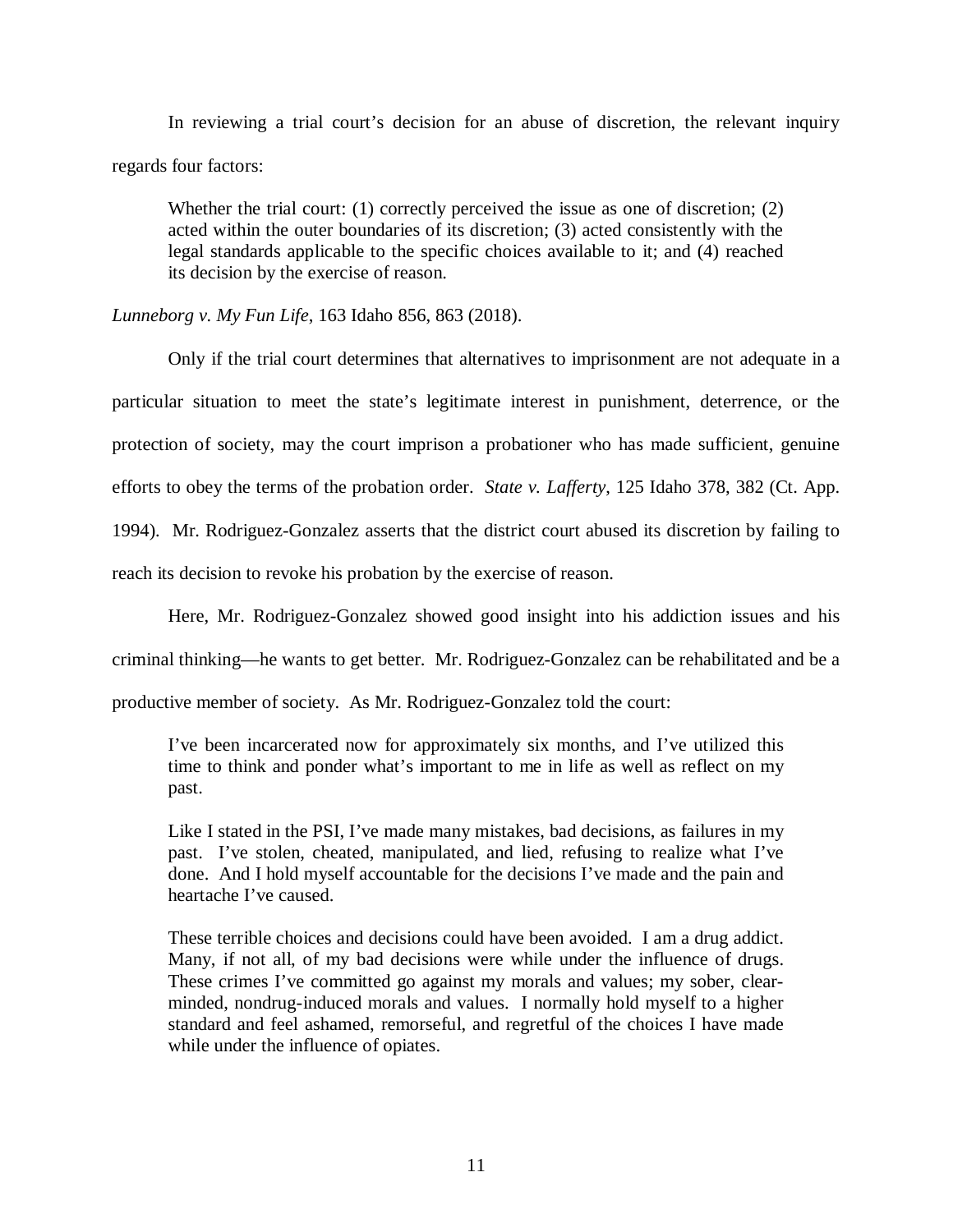In reviewing a trial court's decision for an abuse of discretion, the relevant inquiry regards four factors:

> Whether the trial court: (1) correctly perceived the issue as one of discretion; (2) acted within the outer boundaries of its discretion; (3) acted consistently with the legal standards applicable to the specific choices available to it; and (4) reached its decision by the exercise of reason.

*Lunneborg v. My Fun Life*, 163 Idaho 856, 863 (2018).

Only if the trial court determines that alternatives to imprisonment are not adequate in a particular situation to meet the state's legitimate interest in punishment, deterrence, or the protection of society, may the court imprison a probationer who has made sufficient, genuine efforts to obey the terms of the probation order. *State v. Lafferty*, 125 Idaho 378, 382 (Ct. App. 1994). Mr. Rodriguez-Gonzalez asserts that the district court abused its discretion by failing to reach its decision to revoke his probation by the exercise of reason.

Here, Mr. Rodriguez-Gonzalez showed good insight into his addiction issues and his criminal thinking—he wants to get better. Mr. Rodriguez-Gonzalez can be rehabilitated and be a productive member of society. As Mr. Rodriguez-Gonzalez told the court:

> I've been incarcerated now for approximately six months, and I've utilized this time to think and ponder what's important to me in life as well as reflect on my past.
>
> Like I stated in the PSI, I've made many mistakes, bad decisions, as failures in my past. I've stolen, cheated, manipulated, and lied, refusing to realize what I've done. And I hold myself accountable for the decisions I've made and the pain and heartache I've caused.
>
> These terrible choices and decisions could have been avoided. I am a drug addict. Many, if not all, of my bad decisions were while under the influence of drugs. These crimes I've committed go against my morals and values; my sober, clear-minded, nondrug-induced morals and values. I normally hold myself to a higher standard and feel ashamed, remorseful, and regretful of the choices I have made while under the influence of opiates.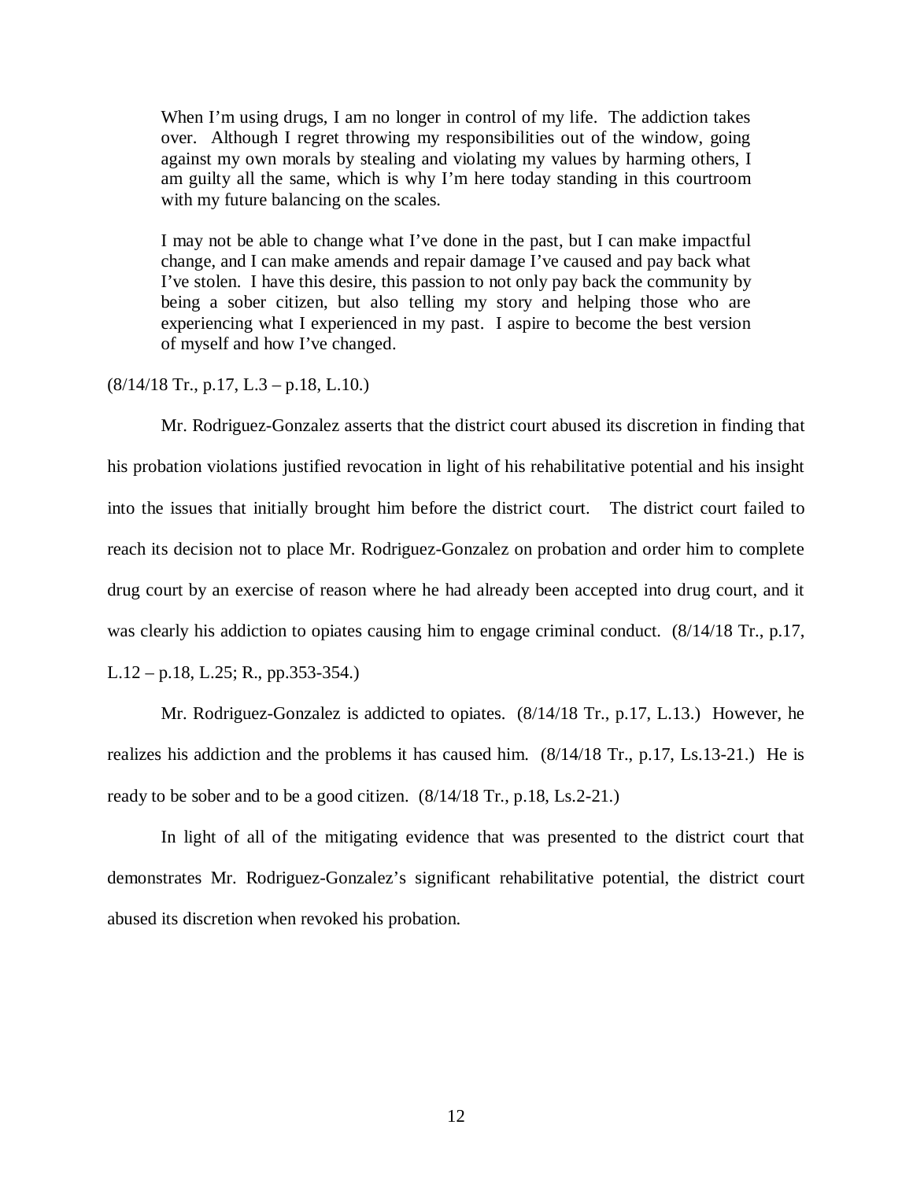> When I'm using drugs, I am no longer in control of my life. The addiction takes over. Although I regret throwing my responsibilities out of the window, going against my own morals by stealing and violating my values by harming others, I am guilty all the same, which is why I'm here today standing in this courtroom with my future balancing on the scales.
>
> I may not be able to change what I've done in the past, but I can make impactful change, and I can make amends and repair damage I've caused and pay back what I've stolen. I have this desire, this passion to not only pay back the community by being a sober citizen, but also telling my story and helping those who are experiencing what I experienced in my past. I aspire to become the best version of myself and how I've changed.

(8/14/18 Tr., p.17, L.3 – p.18, L.10.)

Mr. Rodriguez-Gonzalez asserts that the district court abused its discretion in finding that his probation violations justified revocation in light of his rehabilitative potential and his insight into the issues that initially brought him before the district court. The district court failed to reach its decision not to place Mr. Rodriguez-Gonzalez on probation and order him to complete drug court by an exercise of reason where he had already been accepted into drug court, and it was clearly his addiction to opiates causing him to engage criminal conduct. (8/14/18 Tr., p.17, L.12 – p.18, L.25; R., pp.353-354.)

Mr. Rodriguez-Gonzalez is addicted to opiates. (8/14/18 Tr., p.17, L.13.) However, he realizes his addiction and the problems it has caused him. (8/14/18 Tr., p.17, Ls.13-21.) He is ready to be sober and to be a good citizen. (8/14/18 Tr., p.18, Ls.2-21.)

In light of all of the mitigating evidence that was presented to the district court that demonstrates Mr. Rodriguez-Gonzalez's significant rehabilitative potential, the district court abused its discretion when revoked his probation.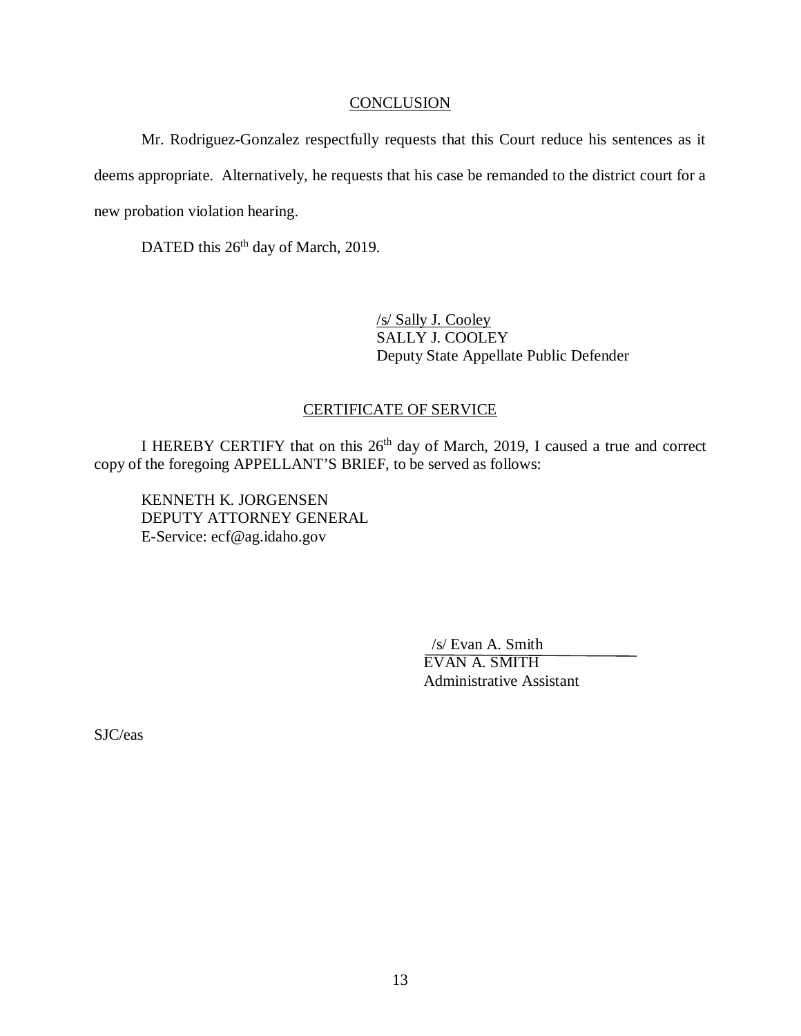## CONCLUSION

Mr. Rodriguez-Gonzalez respectfully requests that this Court reduce his sentences as it deems appropriate. Alternatively, he requests that his case be remanded to the district court for a new probation violation hearing.

DATED this 26th day of March, 2019.

/s/ Sally J. Cooley
SALLY J. COOLEY
Deputy State Appellate Public Defender

## CERTIFICATE OF SERVICE

I HEREBY CERTIFY that on this 26th day of March, 2019, I caused a true and correct copy of the foregoing APPELLANT'S BRIEF, to be served as follows:

KENNETH K. JORGENSEN
DEPUTY ATTORNEY GENERAL
E-Service: ecf@ag.idaho.gov

/s/ Evan A. Smith
EVAN A. SMITH
Administrative Assistant

SJC/eas